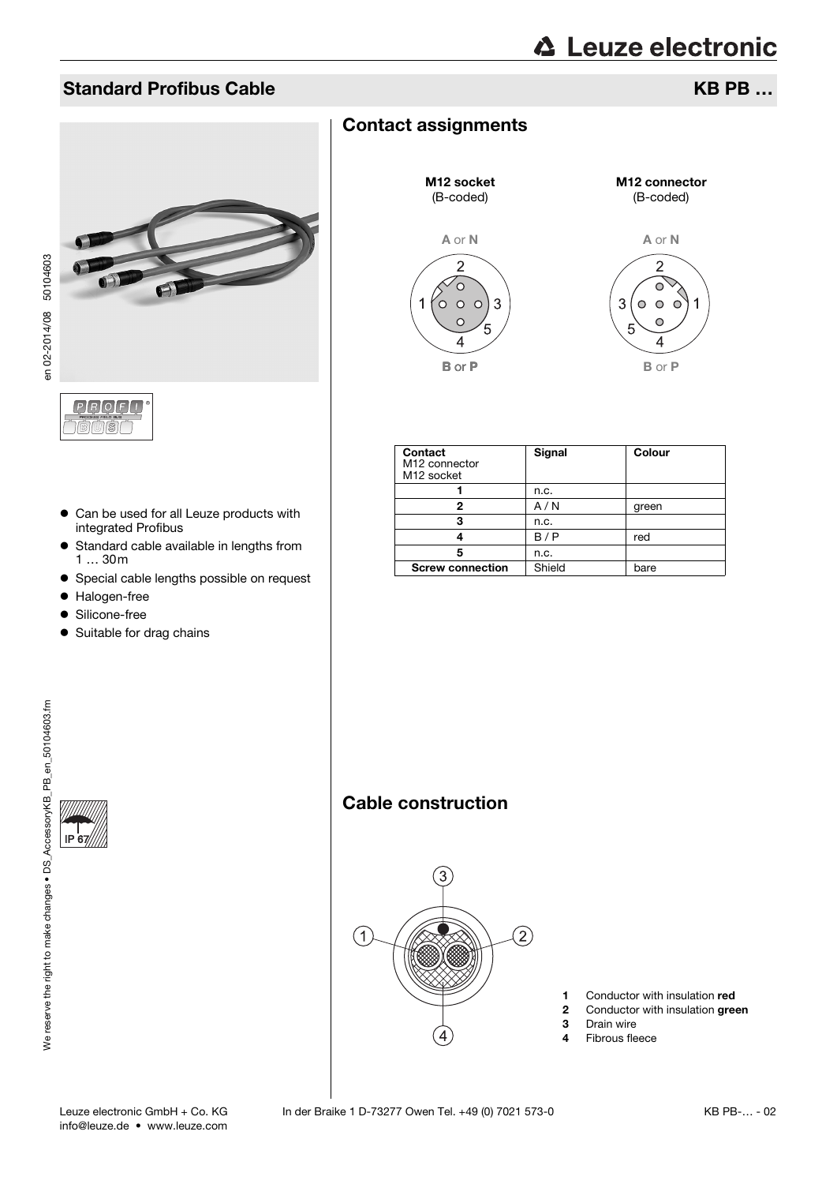## Standard Profibus Cable

**KB PB …**

- Can be used for all Leuze products with integrated Profibus
- Standard cable available in lengths from 1 … 30m
- Special cable lengths possible on request
- Halogen-free
- Silicone-free
- Suitable for drag chains

IP 67

## Contact assignments

**M12 socket** (B-coded)

**M12 connector** (B-coded)

| Contact M12 connector M12 socket | Signal | Colour |
|---|---|---|
| 1 | n.c. | |
| 2 | A / N | green |
| 3 | n.c. | |
| 4 | B / P | red |
| 5 | n.c. | |
| Screw connection | Shield | bare |

## Cable construction

1. Conductor with insulation **red**
2. Conductor with insulation **green**
3. Drain wire
4. Fibrous fleece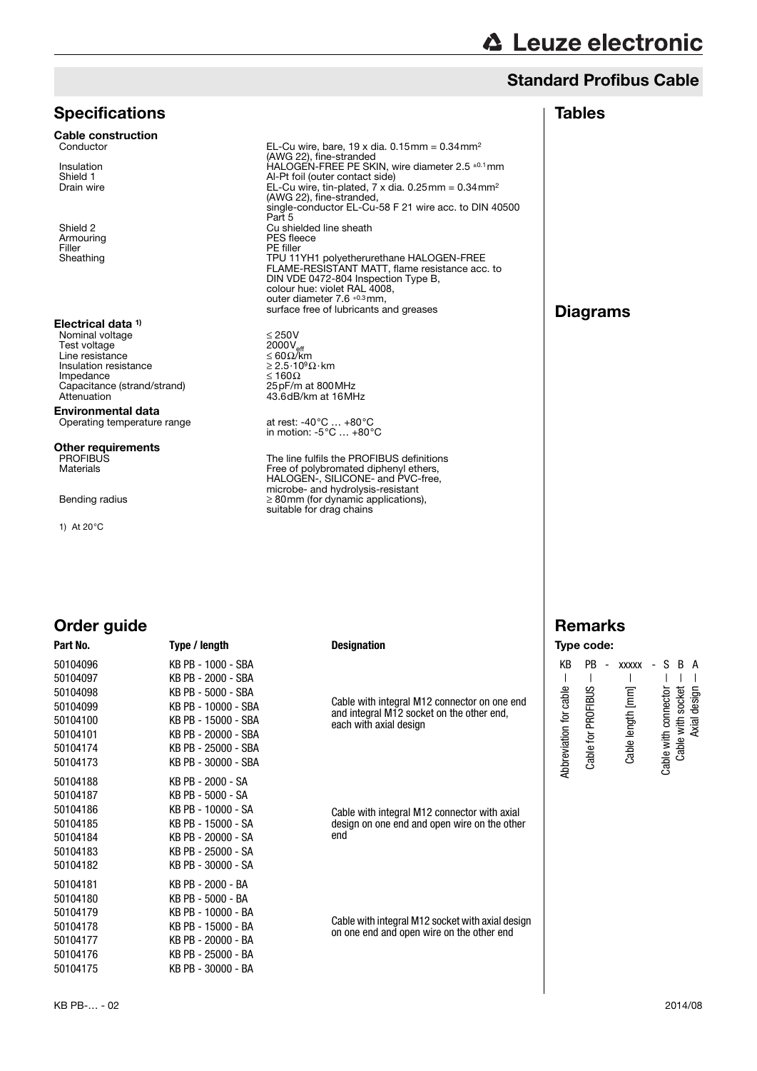## Standard Profibus Cable

## Specifications

### Cable construction

| | |
|---|---|
| Conductor | EL-Cu wire, bare, 19 x dia. 0.15mm = 0.34mm² (AWG 22), fine-stranded |
| Insulation | HALOGEN-FREE PE SKIN, wire diameter 2.5 $^{\pm 0.1}$mm |
| Shield 1 | Al-Pt foil (outer contact side) |
| Drain wire | EL-Cu wire, tin-plated, 7 x dia. 0.25mm = 0.34mm² (AWG 22), fine-stranded, single-conductor EL-Cu-58 F 21 wire acc. to DIN 40500 Part 5 |
| Shield 2 | Cu shielded line sheath |
| Armouring | PES fleece |
| Filler | PE filler |
| Sheathing | TPU 11YH1 polyetherurethane HALOGEN-FREE FLAME-RESISTANT MATT, flame resistance acc. to DIN VDE 0472-804 Inspection Type B, colour hue: violet RAL 4008, outer diameter 7.6 $^{+0.3}$mm, surface free of lubricants and greases |

### Electrical data [1)]

| | |
|---|---|
| Nominal voltage | ≤ 250V |
| Test voltage | $2000V_{eff}$ |
| Line resistance | ≤ 60Ω/km |
| Insulation resistance | ≥ $2.5 \cdot 10^9 \Omega \cdot km$ |
| Impedance | ≤ 160Ω |
| Capacitance (strand/strand) | 25pF/m at 800MHz |
| Attenuation | 43.6dB/km at 16MHz |

### Environmental data

| | |
|---|---|
| Operating temperature range | at rest: -40°C … +80°C<br>in motion: -5°C … +80°C |

### Other requirements

| | |
|---|---|
| PROFIBUS | The line fulfils the PROFIBUS definitions |
| Materials | Free of polybromated diphenyl ethers, HALOGEN-, SILICONE- and PVC-free, microbe- and hydrolysis-resistant |
| Bending radius | ≥ 80mm (for dynamic applications), suitable for drag chains |

1) At 20°C

## Tables

## Diagrams

## Order guide

| Part No. | Type / length | Designation |
|---|---|---|
| 50104096 | KB PB - 1000 - SBA | Cable with integral M12 connector on one end and integral M12 socket on the other end, each with axial design |
| 50104097 | KB PB - 2000 - SBA | |
| 50104098 | KB PB - 5000 - SBA | |
| 50104099 | KB PB - 10000 - SBA | |
| 50104100 | KB PB - 15000 - SBA | |
| 50104101 | KB PB - 20000 - SBA | |
| 50104174 | KB PB - 25000 - SBA | |
| 50104173 | KB PB - 30000 - SBA | |
| 50104188 | KB PB - 2000 - SA | Cable with integral M12 connector with axial design on one end and open wire on the other end |
| 50104187 | KB PB - 5000 - SA | |
| 50104186 | KB PB - 10000 - SA | |
| 50104185 | KB PB - 15000 - SA | |
| 50104184 | KB PB - 20000 - SA | |
| 50104183 | KB PB - 25000 - SA | |
| 50104182 | KB PB - 30000 - SA | |
| 50104181 | KB PB - 2000 - BA | Cable with integral M12 socket with axial design on one end and open wire on the other end |
| 50104180 | KB PB - 5000 - BA | |
| 50104179 | KB PB - 10000 - BA | |
| 50104178 | KB PB - 15000 - BA | |
| 50104177 | KB PB - 20000 - BA | |
| 50104176 | KB PB - 25000 - BA | |
| 50104175 | KB PB - 30000 - BA | |

## Remarks

**Type code:**

KB PB - xxxxx - S B A

- KB – Abbreviation for cable
- PB – Cable for PROFIBUS
- xxxxx – Cable length [mm]
- S – Cable with connector
- B – Cable with socket
- A – Axial design